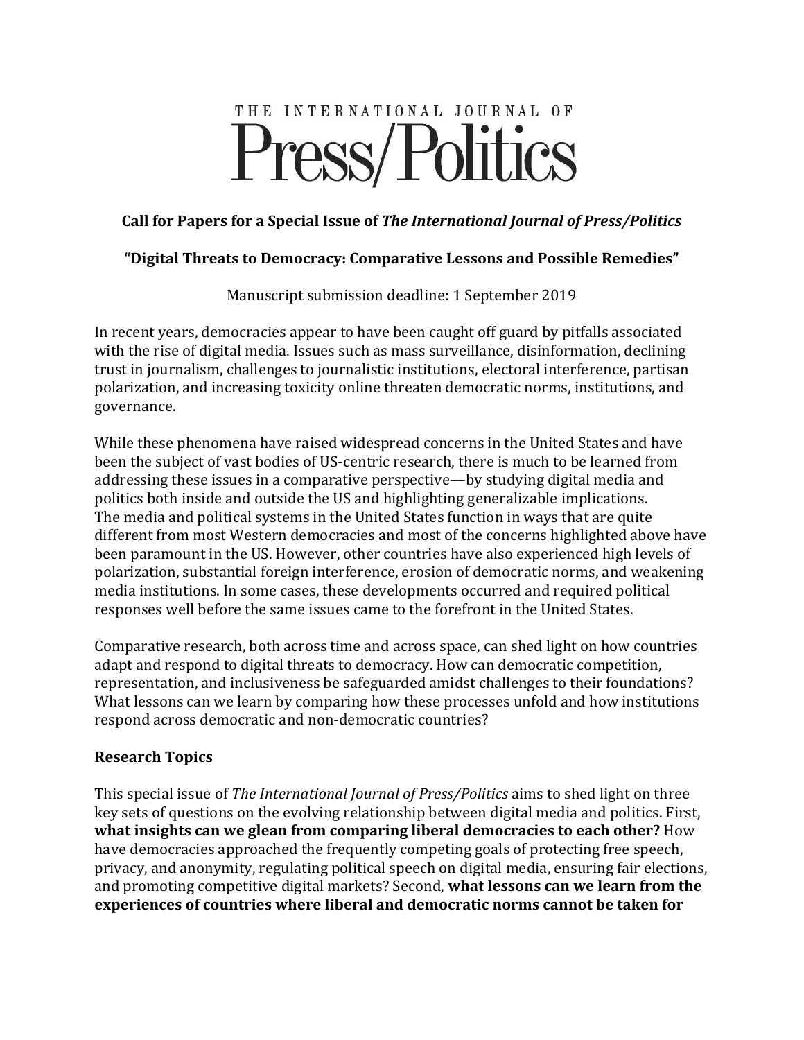# THE INTERNATIONAL JOURNAL OF Press/Politics

**Call for Papers for a Special Issue of *The International Journal of Press/Politics***

**"Digital Threats to Democracy: Comparative Lessons and Possible Remedies"**

Manuscript submission deadline: 1 September 2019

In recent years, democracies appear to have been caught off guard by pitfalls associated with the rise of digital media. Issues such as mass surveillance, disinformation, declining trust in journalism, challenges to journalistic institutions, electoral interference, partisan polarization, and increasing toxicity online threaten democratic norms, institutions, and governance.

While these phenomena have raised widespread concerns in the United States and have been the subject of vast bodies of US-centric research, there is much to be learned from addressing these issues in a comparative perspective—by studying digital media and politics both inside and outside the US and highlighting generalizable implications. The media and political systems in the United States function in ways that are quite different from most Western democracies and most of the concerns highlighted above have been paramount in the US. However, other countries have also experienced high levels of polarization, substantial foreign interference, erosion of democratic norms, and weakening media institutions. In some cases, these developments occurred and required political responses well before the same issues came to the forefront in the United States.

Comparative research, both across time and across space, can shed light on how countries adapt and respond to digital threats to democracy. How can democratic competition, representation, and inclusiveness be safeguarded amidst challenges to their foundations? What lessons can we learn by comparing how these processes unfold and how institutions respond across democratic and non-democratic countries?

## Research Topics

This special issue of *The International Journal of Press/Politics* aims to shed light on three key sets of questions on the evolving relationship between digital media and politics. First, **what insights can we glean from comparing liberal democracies to each other?** How have democracies approached the frequently competing goals of protecting free speech, privacy, and anonymity, regulating political speech on digital media, ensuring fair elections, and promoting competitive digital markets? Second, **what lessons can we learn from the experiences of countries where liberal and democratic norms cannot be taken for**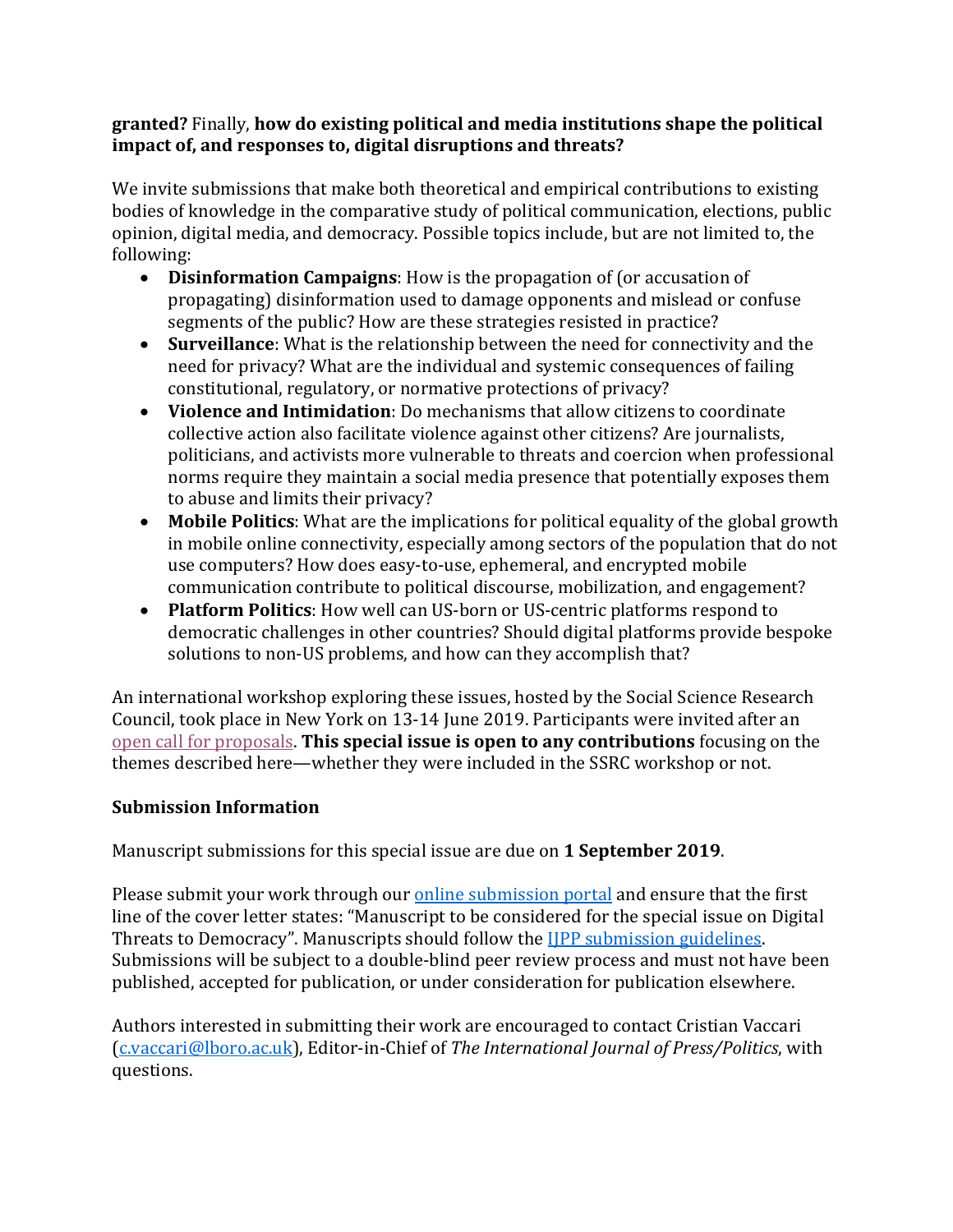**granted?** Finally, **how do existing political and media institutions shape the political impact of, and responses to, digital disruptions and threats?**

We invite submissions that make both theoretical and empirical contributions to existing bodies of knowledge in the comparative study of political communication, elections, public opinion, digital media, and democracy. Possible topics include, but are not limited to, the following:

- **Disinformation Campaigns**: How is the propagation of (or accusation of propagating) disinformation used to damage opponents and mislead or confuse segments of the public? How are these strategies resisted in practice?
- **Surveillance**: What is the relationship between the need for connectivity and the need for privacy? What are the individual and systemic consequences of failing constitutional, regulatory, or normative protections of privacy?
- **Violence and Intimidation**: Do mechanisms that allow citizens to coordinate collective action also facilitate violence against other citizens? Are journalists, politicians, and activists more vulnerable to threats and coercion when professional norms require they maintain a social media presence that potentially exposes them to abuse and limits their privacy?
- **Mobile Politics**: What are the implications for political equality of the global growth in mobile online connectivity, especially among sectors of the population that do not use computers? How does easy-to-use, ephemeral, and encrypted mobile communication contribute to political discourse, mobilization, and engagement?
- **Platform Politics**: How well can US-born or US-centric platforms respond to democratic challenges in other countries? Should digital platforms provide bespoke solutions to non-US problems, and how can they accomplish that?

An international workshop exploring these issues, hosted by the Social Science Research Council, took place in New York on 13-14 June 2019. Participants were invited after an open call for proposals. **This special issue is open to any contributions** focusing on the themes described here—whether they were included in the SSRC workshop or not.

## Submission Information

Manuscript submissions for this special issue are due on **1 September 2019**.

Please submit your work through our online submission portal and ensure that the first line of the cover letter states: "Manuscript to be considered for the special issue on Digital Threats to Democracy". Manuscripts should follow the IJPP submission guidelines. Submissions will be subject to a double-blind peer review process and must not have been published, accepted for publication, or under consideration for publication elsewhere.

Authors interested in submitting their work are encouraged to contact Cristian Vaccari (c.vaccari@lboro.ac.uk), Editor-in-Chief of *The International Journal of Press/Politics*, with questions.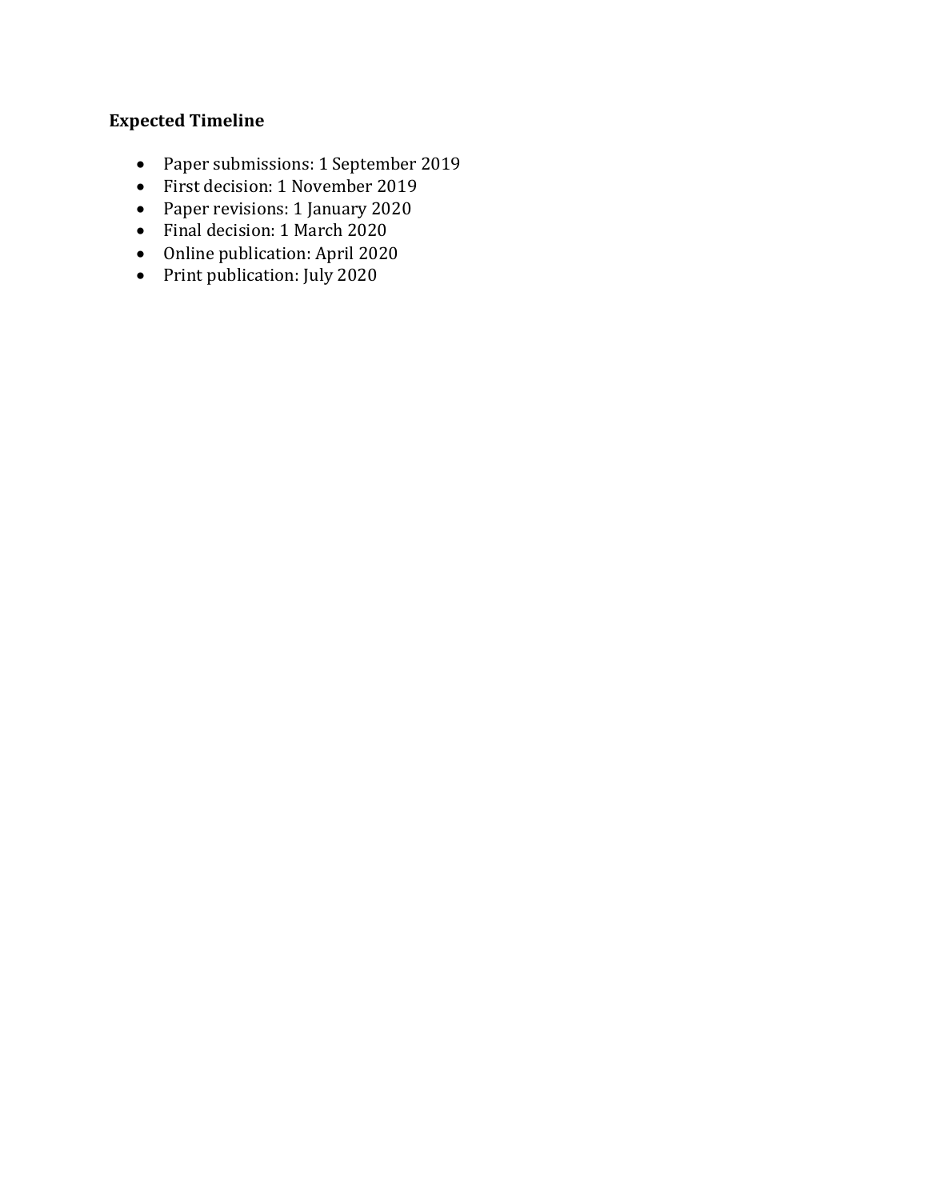**Expected Timeline**

- Paper submissions: 1 September 2019
- First decision: 1 November 2019
- Paper revisions: 1 January 2020
- Final decision: 1 March 2020
- Online publication: April 2020
- Print publication: July 2020